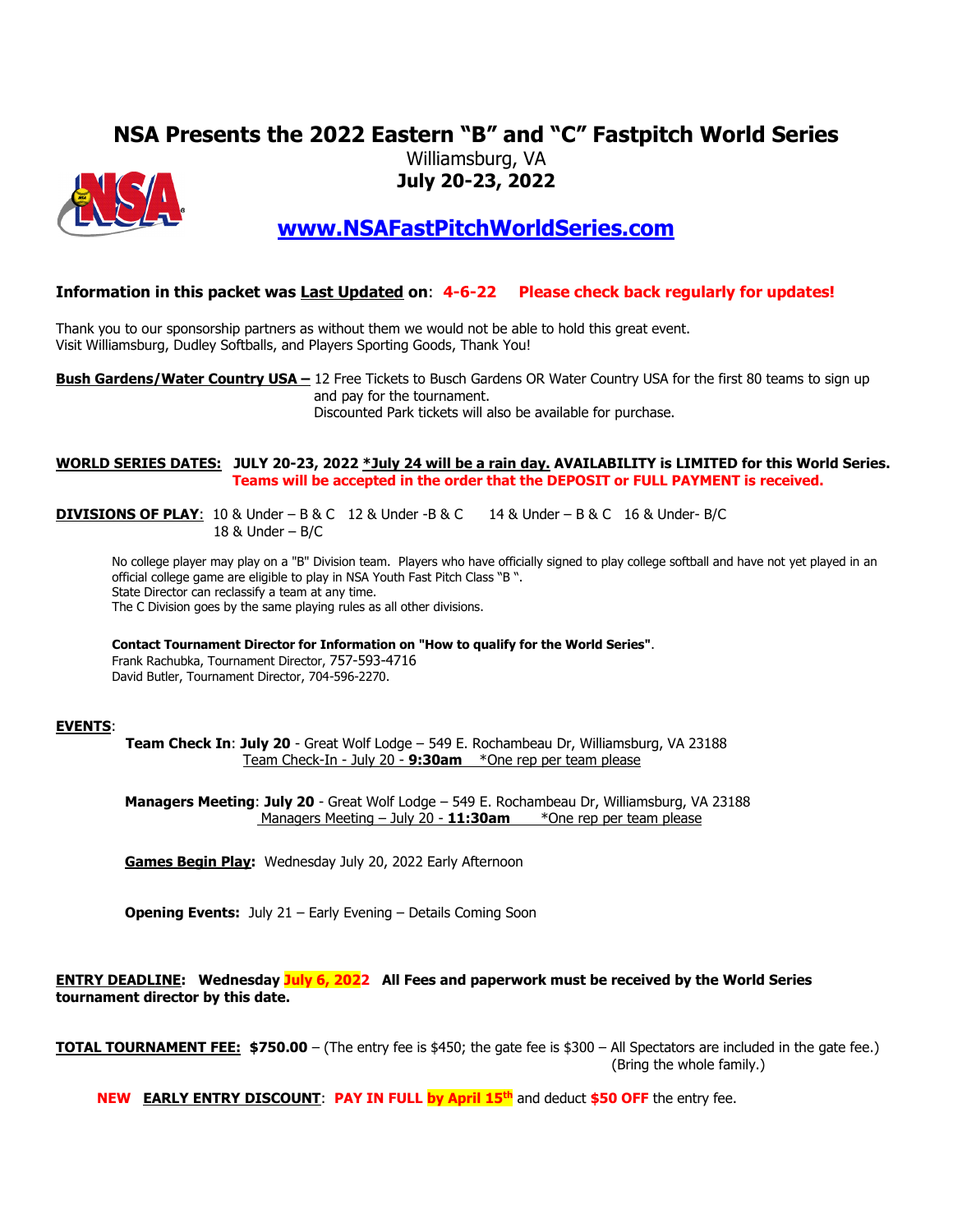# NSA Presents the 2022 Eastern "B" and "C" Fastpitch World Series

Williamsburg, VA
**July 20-23, 2022**

**www.NSAFastPitchWorldSeries.com**

**Information in this packet was Last Updated on: 4-6-22 Please check back regularly for updates!**

Thank you to our sponsorship partners as without them we would not be able to hold this great event.
Visit Williamsburg, Dudley Softballs, and Players Sporting Goods, Thank You!

**Bush Gardens/Water Country USA –** 12 Free Tickets to Busch Gardens OR Water Country USA for the first 80 teams to sign up and pay for the tournament.
Discounted Park tickets will also be available for purchase.

**WORLD SERIES DATES: JULY 20-23, 2022 *July 24 will be a rain day. AVAILABILITY is LIMITED for this World Series.**
**Teams will be accepted in the order that the DEPOSIT or FULL PAYMENT is received.**

**DIVISIONS OF PLAY**: 10 & Under – B & C 12 & Under -B & C 14 & Under – B & C 16 & Under- B/C
18 & Under – B/C

No college player may play on a "B" Division team. Players who have officially signed to play college softball and have not yet played in an official college game are eligible to play in NSA Youth Fast Pitch Class "B ".
State Director can reclassify a team at any time.
The C Division goes by the same playing rules as all other divisions.

**Contact Tournament Director for Information on "How to qualify for the World Series"**.
Frank Rachubka, Tournament Director, 757-593-4716
David Butler, Tournament Director, 704-596-2270.

**EVENTS**:

**Team Check In**: **July 20** - Great Wolf Lodge – 549 E. Rochambeau Dr, Williamsburg, VA 23188
Team Check-In - July 20 - **9:30am** *One rep per team please

**Managers Meeting**: **July 20** - Great Wolf Lodge – 549 E. Rochambeau Dr, Williamsburg, VA 23188
Managers Meeting – July 20 - **11:30am** *One rep per team please

**Games Begin Play:** Wednesday July 20, 2022 Early Afternoon

**Opening Events:** July 21 – Early Evening – Details Coming Soon

**ENTRY DEADLINE: Wednesday July 6, 2022 All Fees and paperwork must be received by the World Series tournament director by this date.**

**TOTAL TOURNAMENT FEE: $750.00** – (The entry fee is $450; the gate fee is $300 – All Spectators are included in the gate fee.)
(Bring the whole family.)

**NEW EARLY ENTRY DISCOUNT**: **PAY IN FULL by April 15th** and deduct **$50 OFF** the entry fee.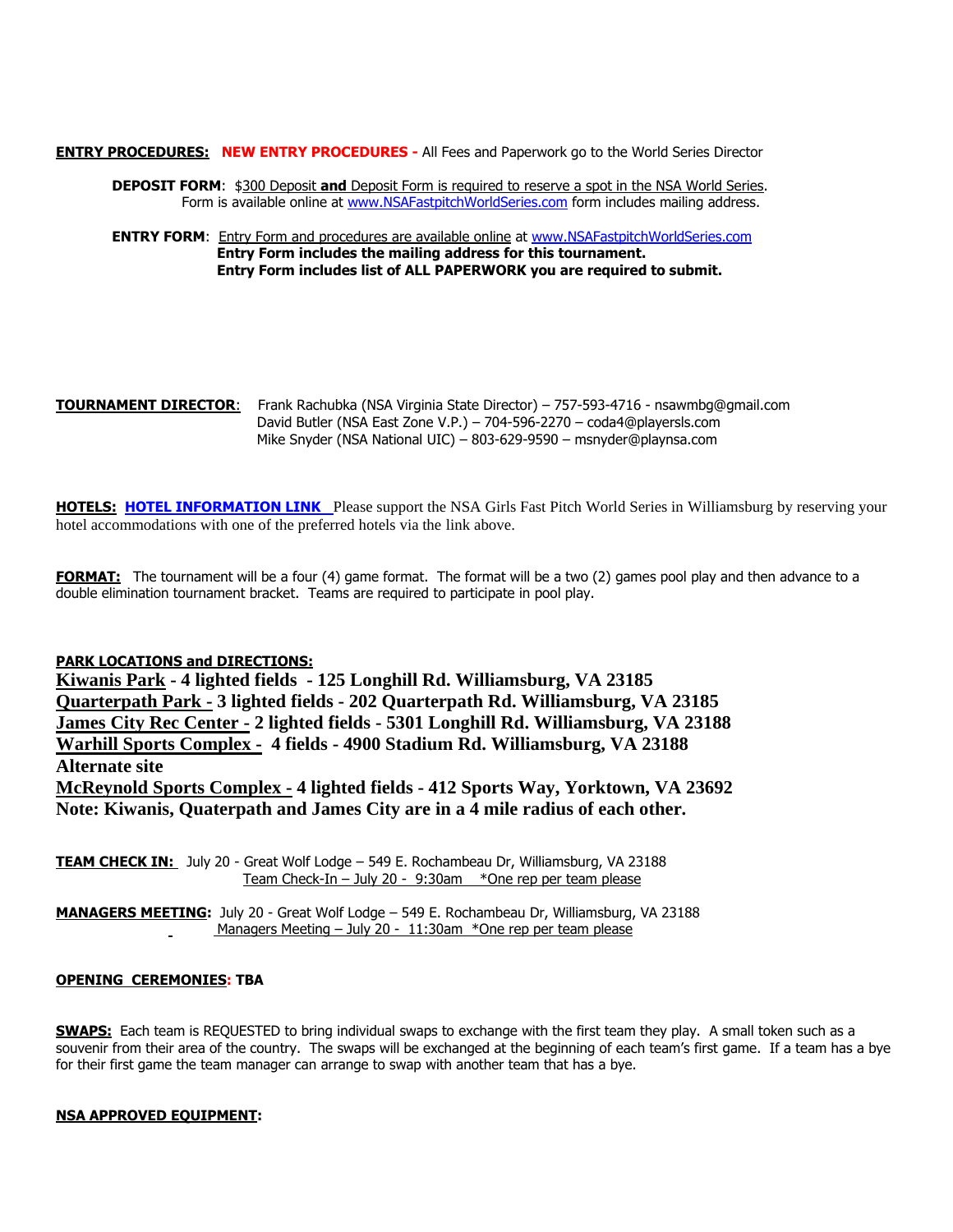**ENTRY PROCEDURES:** **NEW ENTRY PROCEDURES -** All Fees and Paperwork go to the World Series Director

**DEPOSIT FORM**: $300 Deposit **and** Deposit Form is required to reserve a spot in the NSA World Series. Form is available online at www.NSAFastpitchWorldSeries.com form includes mailing address.

**ENTRY FORM**: Entry Form and procedures are available online at www.NSAFastpitchWorldSeries.com
**Entry Form includes the mailing address for this tournament.**
**Entry Form includes list of ALL PAPERWORK you are required to submit.**

**TOURNAMENT DIRECTOR**: Frank Rachubka (NSA Virginia State Director) – 757-593-4716 - nsawmbg@gmail.com
David Butler (NSA East Zone V.P.) – 704-596-2270 – coda4@playersls.com
Mike Snyder (NSA National UIC) – 803-629-9590 – msnyder@playnsa.com

**HOTELS:** **HOTEL INFORMATION LINK** Please support the NSA Girls Fast Pitch World Series in Williamsburg by reserving your hotel accommodations with one of the preferred hotels via the link above.

**FORMAT:** The tournament will be a four (4) game format. The format will be a two (2) games pool play and then advance to a double elimination tournament bracket. Teams are required to participate in pool play.

**PARK LOCATIONS and DIRECTIONS:**

**Kiwanis Park - 4 lighted fields - 125 Longhill Rd. Williamsburg, VA 23185**
**Quarterpath Park - 3 lighted fields - 202 Quarterpath Rd. Williamsburg, VA 23185**
**James City Rec Center - 2 lighted fields - 5301 Longhill Rd. Williamsburg, VA 23188**
**Warhill Sports Complex - 4 fields - 4900 Stadium Rd. Williamsburg, VA 23188**
**Alternate site**
**McReynold Sports Complex - 4 lighted fields - 412 Sports Way, Yorktown, VA 23692**
**Note: Kiwanis, Quaterpath and James City are in a 4 mile radius of each other.**

**TEAM CHECK IN:** July 20 - Great Wolf Lodge – 549 E. Rochambeau Dr, Williamsburg, VA 23188
Team Check-In – July 20 - 9:30am *One rep per team please

**MANAGERS MEETING:** July 20 - Great Wolf Lodge – 549 E. Rochambeau Dr, Williamsburg, VA 23188
Managers Meeting – July 20 - 11:30am *One rep per team please

**OPENING CEREMONIES: TBA**

**SWAPS:** Each team is REQUESTED to bring individual swaps to exchange with the first team they play. A small token such as a souvenir from their area of the country. The swaps will be exchanged at the beginning of each team's first game. If a team has a bye for their first game the team manager can arrange to swap with another team that has a bye.

**NSA APPROVED EQUIPMENT:**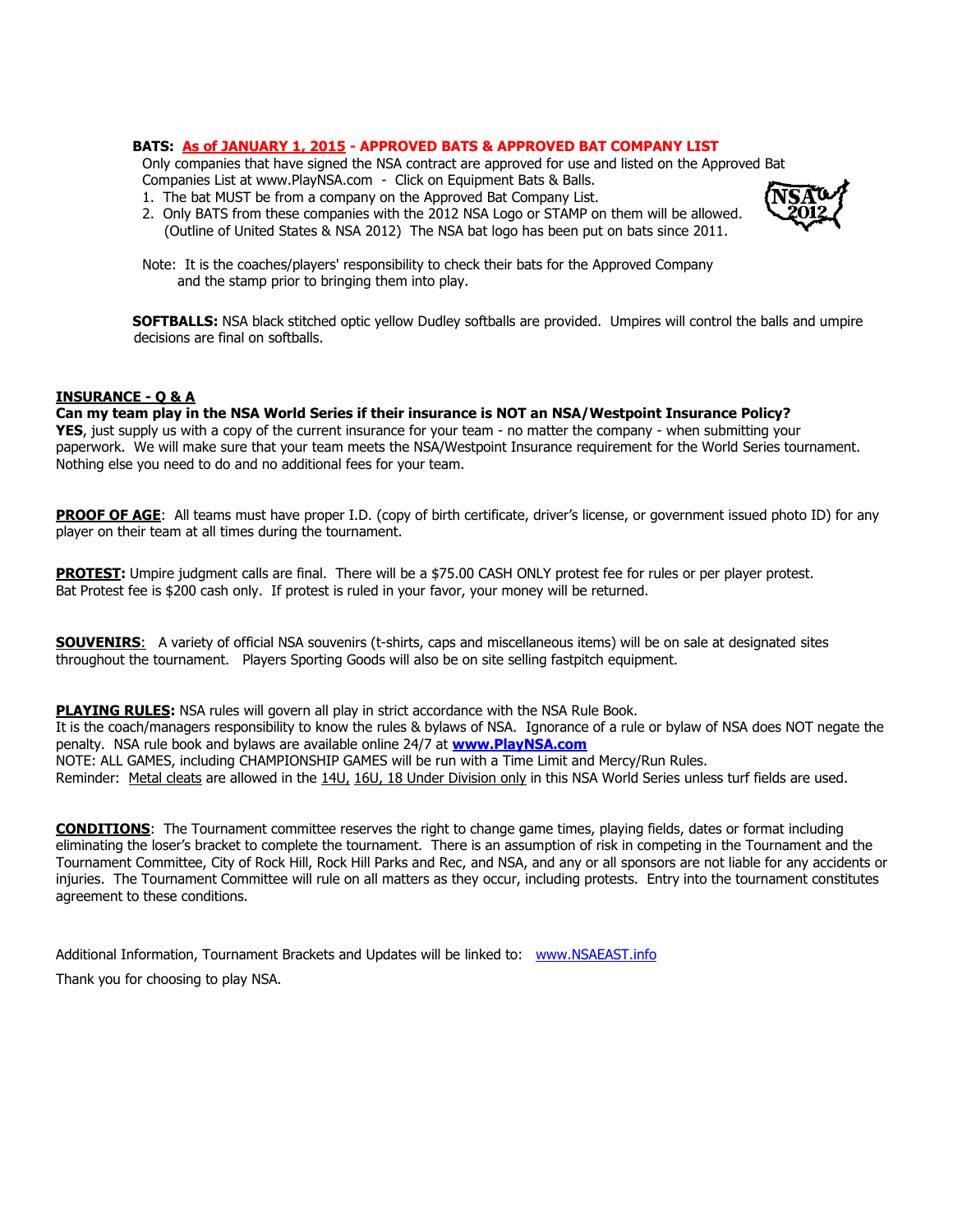**BATS: As of JANUARY 1, 2015 - APPROVED BATS & APPROVED BAT COMPANY LIST**

Only companies that have signed the NSA contract are approved for use and listed on the Approved Bat Companies List at www.PlayNSA.com - Click on Equipment Bats & Balls.

1. The bat MUST be from a company on the Approved Bat Company List.
2. Only BATS from these companies with the 2012 NSA Logo or STAMP on them will be allowed. (Outline of United States & NSA 2012) The NSA bat logo has been put on bats since 2011.

Note: It is the coaches/players' responsibility to check their bats for the Approved Company and the stamp prior to bringing them into play.

**SOFTBALLS:** NSA black stitched optic yellow Dudley softballs are provided. Umpires will control the balls and umpire decisions are final on softballs.

**INSURANCE - Q & A**

**Can my team play in the NSA World Series if their insurance is NOT an NSA/Westpoint Insurance Policy?**

**YES**, just supply us with a copy of the current insurance for your team - no matter the company - when submitting your paperwork. We will make sure that your team meets the NSA/Westpoint Insurance requirement for the World Series tournament. Nothing else you need to do and no additional fees for your team.

**PROOF OF AGE**: All teams must have proper I.D. (copy of birth certificate, driver's license, or government issued photo ID) for any player on their team at all times during the tournament.

**PROTEST:** Umpire judgment calls are final. There will be a $75.00 CASH ONLY protest fee for rules or per player protest. Bat Protest fee is $200 cash only. If protest is ruled in your favor, your money will be returned.

**SOUVENIRS**: A variety of official NSA souvenirs (t-shirts, caps and miscellaneous items) will be on sale at designated sites throughout the tournament. Players Sporting Goods will also be on site selling fastpitch equipment.

**PLAYING RULES:** NSA rules will govern all play in strict accordance with the NSA Rule Book.
It is the coach/managers responsibility to know the rules & bylaws of NSA. Ignorance of a rule or bylaw of NSA does NOT negate the penalty. NSA rule book and bylaws are available online 24/7 at **www.PlayNSA.com**
NOTE: ALL GAMES, including CHAMPIONSHIP GAMES will be run with a Time Limit and Mercy/Run Rules.
Reminder: Metal cleats are allowed in the 14U, 16U, 18 Under Division only in this NSA World Series unless turf fields are used.

**CONDITIONS**: The Tournament committee reserves the right to change game times, playing fields, dates or format including eliminating the loser's bracket to complete the tournament. There is an assumption of risk in competing in the Tournament and the Tournament Committee, City of Rock Hill, Rock Hill Parks and Rec, and NSA, and any or all sponsors are not liable for any accidents or injuries. The Tournament Committee will rule on all matters as they occur, including protests. Entry into the tournament constitutes agreement to these conditions.

Additional Information, Tournament Brackets and Updates will be linked to: www.NSAEAST.info

Thank you for choosing to play NSA.